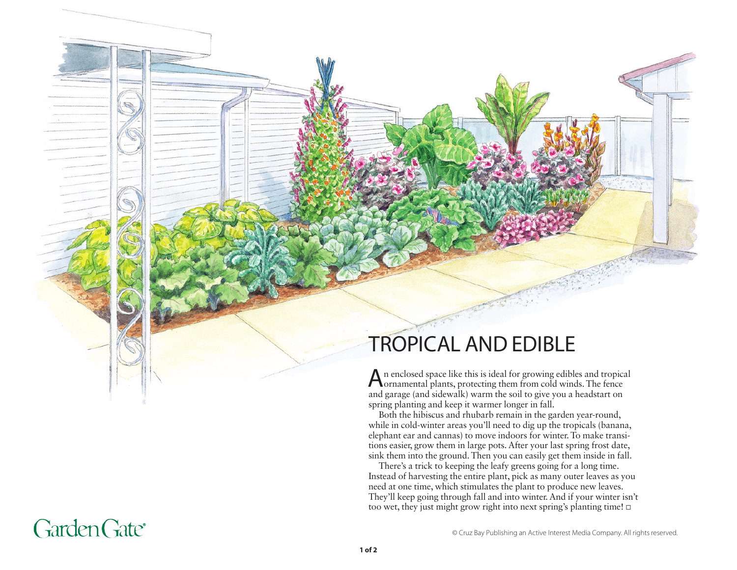# TROPICAL AND EDIBLE

An enclosed space like this is ideal for growing edibles and tropical ornamental plants, protecting them from cold winds. The fence and garage (and sidewalk) warm the soil to give you a headstart on spring planting and keep it warmer longer in fall.

Both the hibiscus and rhubarb remain in the garden year-round, while in cold-winter areas you'll need to dig up the tropicals (banana, elephant ear and cannas) to move indoors for winter. To make transitions easier, grow them in large pots. After your last spring frost date, sink them into the ground. Then you can easily get them inside in fall.

There's a trick to keeping the leafy greens going for a long time. Instead of harvesting the entire plant, pick as many outer leaves as you need at one time, which stimulates the plant to produce new leaves. They'll keep going through fall and into winter. And if your winter isn't too wet, they just might grow right into next spring's planting time! □

Garden Gate®

© Cruz Bay Publishing an Active Interest Media Company. All rights reserved.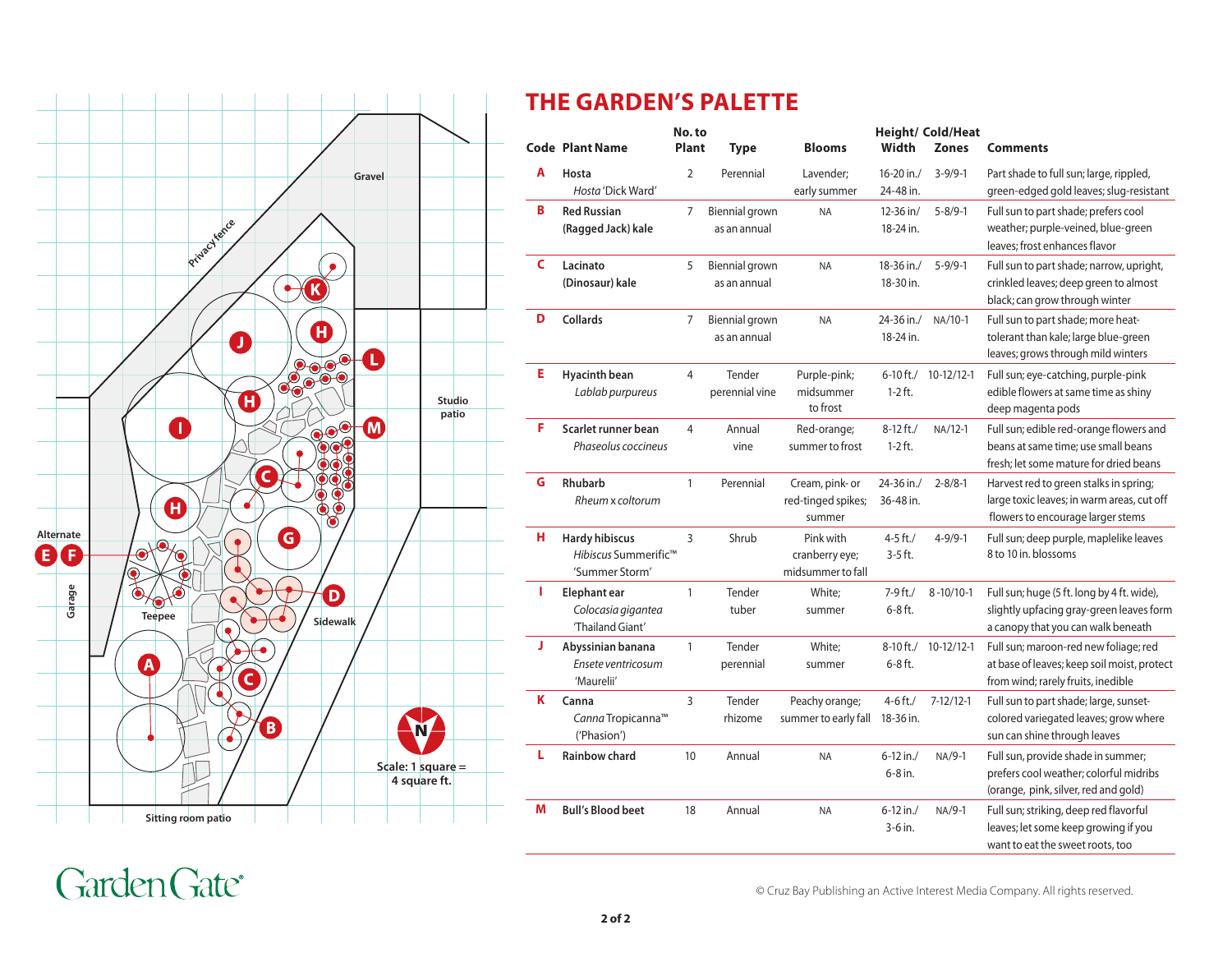Gravel

Privacy fence

Studio patio

Alternate

Garage

Teepee

Sidewalk

Scale: 1 square = 4 square ft.

N

Sitting room patio

# THE GARDEN'S PALETTE

| Code | Plant Name | No. to Plant | Type | Blooms | Height/ Width | Cold/Heat Zones | Comments |
|---|---|---|---|---|---|---|---|
| A | **Hosta** *Hosta* 'Dick Ward' | 2 | Perennial | Lavender; early summer | 16-20 in./ 24-48 in. | 3-9/9-1 | Part shade to full sun; large, rippled, green-edged gold leaves; slug-resistant |
| B | **Red Russian (Ragged Jack) kale** | 7 | Biennial grown as an annual | NA | 12-36 in/ 18-24 in. | 5-8/9-1 | Full sun to part shade; prefers cool weather; purple-veined, blue-green leaves; frost enhances flavor |
| C | **Lacinato (Dinosaur) kale** | 5 | Biennial grown as an annual | NA | 18-36 in./ 18-30 in. | 5-9/9-1 | Full sun to part shade; narrow, upright, crinkled leaves; deep green to almost black; can grow through winter |
| D | **Collards** | 7 | Biennial grown as an annual | NA | 24-36 in./ 18-24 in. | NA/10-1 | Full sun to part shade; more heat-tolerant than kale; large blue-green leaves; grows through mild winters |
| E | **Hyacinth bean** *Lablab purpureus* | 4 | Tender perennial vine | Purple-pink; midsummer to frost | 6-10 ft./ 1-2 ft. | 10-12/12-1 | Full sun; eye-catching, purple-pink edible flowers at same time as shiny deep magenta pods |
| F | **Scarlet runner bean** *Phaseolus coccineus* | 4 | Annual vine | Red-orange; summer to frost | 8-12 ft./ 1-2 ft. | NA/12-1 | Full sun; edible red-orange flowers and beans at same time; use small beans fresh; let some mature for dried beans |
| G | **Rhubarb** *Rheum* x *coltorum* | 1 | Perennial | Cream, pink- or red-tinged spikes; summer | 24-36 in./ 36-48 in. | 2-8/8-1 | Harvest red to green stalks in spring; large toxic leaves; in warm areas, cut off flowers to encourage larger stems |
| H | **Hardy hibiscus** *Hibiscus* Summerific™ 'Summer Storm' | 3 | Shrub | Pink with cranberry eye; midsummer to fall | 4-5 ft./ 3-5 ft. | 4-9/9-1 | Full sun; deep purple, maplelike leaves 8 to 10 in. blossoms |
| I | **Elephant ear** *Colocasia gigantea* 'Thailand Giant' | 1 | Tender tuber | White; summer | 7-9 ft./ 6-8 ft. | 8-10/10-1 | Full sun; huge (5 ft. long by 4 ft. wide), slightly upfacing gray-green leaves form a canopy that you can walk beneath |
| J | **Abyssinian banana** *Ensete ventricosum* 'Maurelii' | 1 | Tender perennial | White; summer | 8-10 ft./ 6-8 ft. | 10-12/12-1 | Full sun; maroon-red new foliage; red at base of leaves; keep soil moist, protect from wind; rarely fruits, inedible |
| K | **Canna** *Canna* Tropicanna™ ('Phasion') | 3 | Tender rhizome | Peachy orange; summer to early fall | 4-6 ft./ 18-36 in. | 7-12/12-1 | Full sun to part shade; large, sunset-colored variegated leaves; grow where sun can shine through leaves |
| L | **Rainbow chard** | 10 | Annual | NA | 6-12 in./ 6-8 in. | NA/9-1 | Full sun, provide shade in summer; prefers cool weather; colorful midribs (orange, pink, silver, red and gold) |
| M | **Bull's Blood beet** | 18 | Annual | NA | 6-12 in./ 3-6 in. | NA/9-1 | Full sun; striking, deep red flavorful leaves; let some keep growing if you want to eat the sweet roots, too |

Garden Gate®

© Cruz Bay Publishing an Active Interest Media Company. All rights reserved.